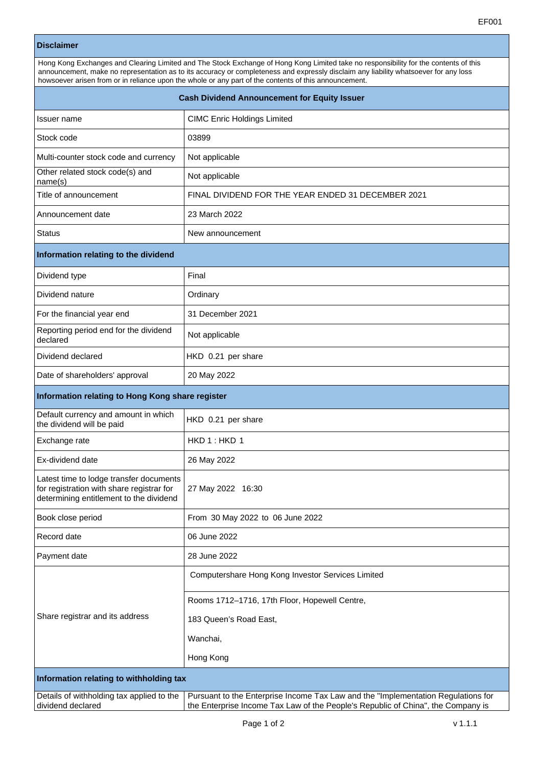EF001

## Disclaimer

Hong Kong Exchanges and Clearing Limited and The Stock Exchange of Hong Kong Limited take no responsibility for the contents of this announcement, make no representation as to its accuracy or completeness and expressly disclaim any liability whatsoever for any loss howsoever arisen from or in reliance upon the whole or any part of the contents of this announcement.

## Cash Dividend Announcement for Equity Issuer

| | |
|---|---|
| Issuer name | CIMC Enric Holdings Limited |
| Stock code | 03899 |
| Multi-counter stock code and currency | Not applicable |
| Other related stock code(s) and name(s) | Not applicable |
| Title of announcement | FINAL DIVIDEND FOR THE YEAR ENDED 31 DECEMBER 2021 |
| Announcement date | 23 March 2022 |
| Status | New announcement |

## Information relating to the dividend

| | |
|---|---|
| Dividend type | Final |
| Dividend nature | Ordinary |
| For the financial year end | 31 December 2021 |
| Reporting period end for the dividend declared | Not applicable |
| Dividend declared | HKD 0.21 per share |
| Date of shareholders' approval | 20 May 2022 |

## Information relating to Hong Kong share register

| | |
|---|---|
| Default currency and amount in which the dividend will be paid | HKD 0.21 per share |
| Exchange rate | HKD 1 : HKD 1 |
| Ex-dividend date | 26 May 2022 |
| Latest time to lodge transfer documents for registration with share registrar for determining entitlement to the dividend | 27 May 2022 16:30 |
| Book close period | From 30 May 2022 to 06 June 2022 |
| Record date | 06 June 2022 |
| Payment date | 28 June 2022 |
| Share registrar and its address | Computershare Hong Kong Investor Services Limited<br><br>Rooms 1712–1716, 17th Floor, Hopewell Centre,<br>183 Queen's Road East,<br>Wanchai,<br>Hong Kong |

## Information relating to withholding tax

| | |
|---|---|
| Details of withholding tax applied to the dividend declared | Pursuant to the Enterprise Income Tax Law and the "Implementation Regulations for the Enterprise Income Tax Law of the People's Republic of China", the Company is |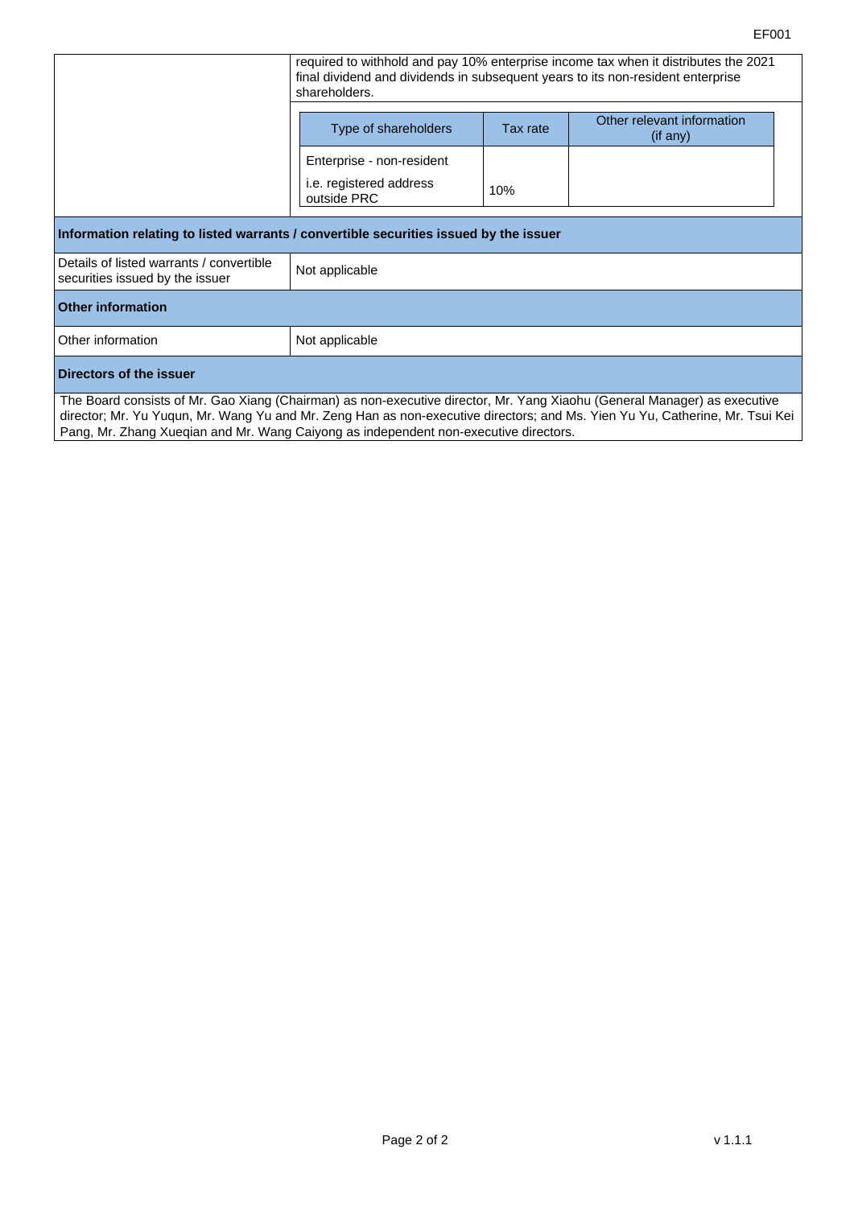| | |
|---|---|
| | required to withhold and pay 10% enterprise income tax when it distributes the 2021 final dividend and dividends in subsequent years to its non-resident enterprise shareholders. |

| Type of shareholders | Tax rate | Other relevant information (if any) |
|---|---|---|
| Enterprise - non-resident<br>i.e. registered address outside PRC | 10% | |

**Information relating to listed warrants / convertible securities issued by the issuer**

| | |
|---|---|
| Details of listed warrants / convertible securities issued by the issuer | Not applicable |

**Other information**

| | |
|---|---|
| Other information | Not applicable |

**Directors of the issuer**

The Board consists of Mr. Gao Xiang (Chairman) as non-executive director, Mr. Yang Xiaohu (General Manager) as executive director; Mr. Yu Yuqun, Mr. Wang Yu and Mr. Zeng Han as non-executive directors; and Ms. Yien Yu Yu, Catherine, Mr. Tsui Kei Pang, Mr. Zhang Xueqian and Mr. Wang Caiyong as independent non-executive directors.